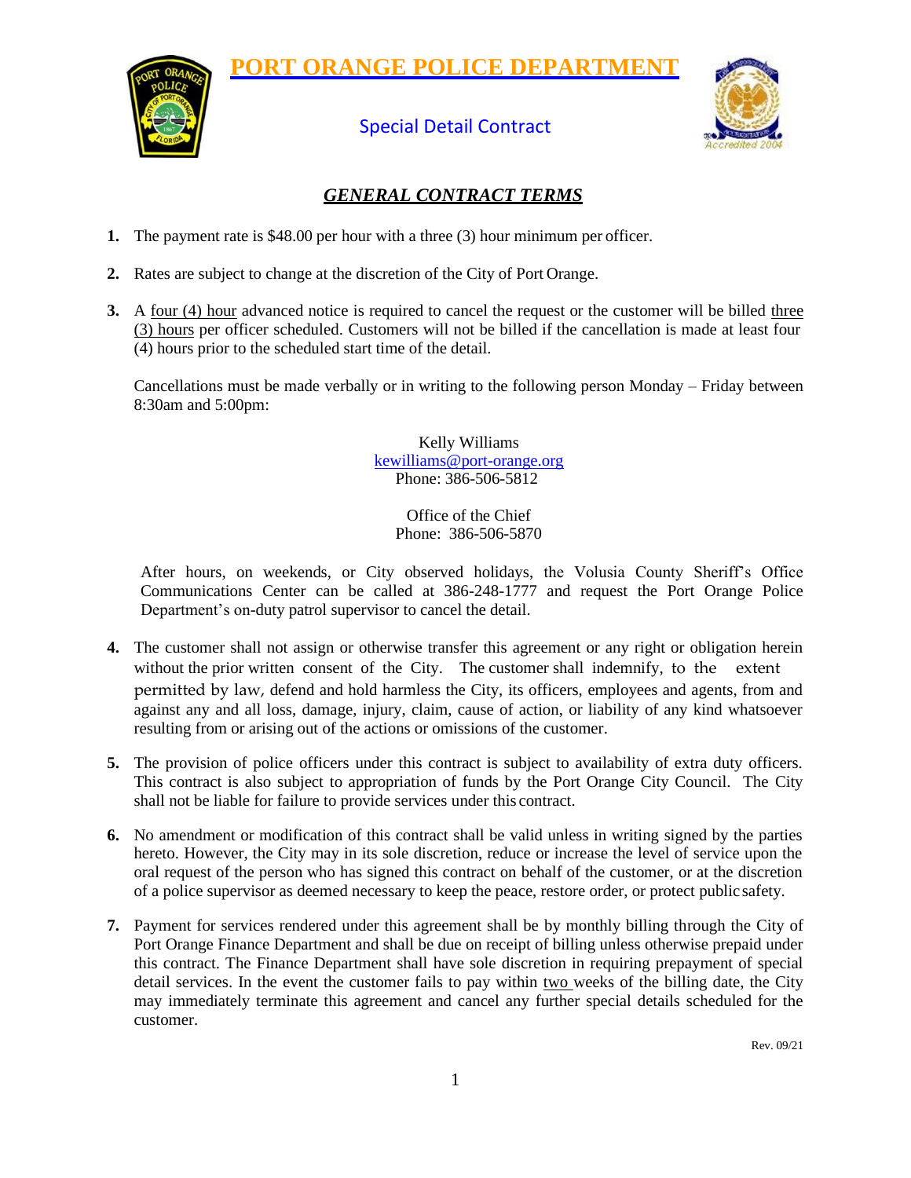# PORT ORANGE POLICE DEPARTMENT

## Special Detail Contract

### *GENERAL CONTRACT TERMS*

1. The payment rate is $48.00 per hour with a three (3) hour minimum per officer.

2. Rates are subject to change at the discretion of the City of Port Orange.

3. A four (4) hour advanced notice is required to cancel the request or the customer will be billed three (3) hours per officer scheduled. Customers will not be billed if the cancellation is made at least four (4) hours prior to the scheduled start time of the detail.

   Cancellations must be made verbally or in writing to the following person Monday – Friday between 8:30am and 5:00pm:

   Kelly Williams
   kewilliams@port-orange.org
   Phone: 386-506-5812

   Office of the Chief
   Phone: 386-506-5870

   After hours, on weekends, or City observed holidays, the Volusia County Sheriff's Office Communications Center can be called at 386-248-1777 and request the Port Orange Police Department's on-duty patrol supervisor to cancel the detail.

4. The customer shall not assign or otherwise transfer this agreement or any right or obligation herein without the prior written consent of the City. The customer shall indemnify, to the extent permitted by law, defend and hold harmless the City, its officers, employees and agents, from and against any and all loss, damage, injury, claim, cause of action, or liability of any kind whatsoever resulting from or arising out of the actions or omissions of the customer.

5. The provision of police officers under this contract is subject to availability of extra duty officers. This contract is also subject to appropriation of funds by the Port Orange City Council. The City shall not be liable for failure to provide services under this contract.

6. No amendment or modification of this contract shall be valid unless in writing signed by the parties hereto. However, the City may in its sole discretion, reduce or increase the level of service upon the oral request of the person who has signed this contract on behalf of the customer, or at the discretion of a police supervisor as deemed necessary to keep the peace, restore order, or protect public safety.

7. Payment for services rendered under this agreement shall be by monthly billing through the City of Port Orange Finance Department and shall be due on receipt of billing unless otherwise prepaid under this contract. The Finance Department shall have sole discretion in requiring prepayment of special detail services. In the event the customer fails to pay within two weeks of the billing date, the City may immediately terminate this agreement and cancel any further special details scheduled for the customer.

Rev. 09/21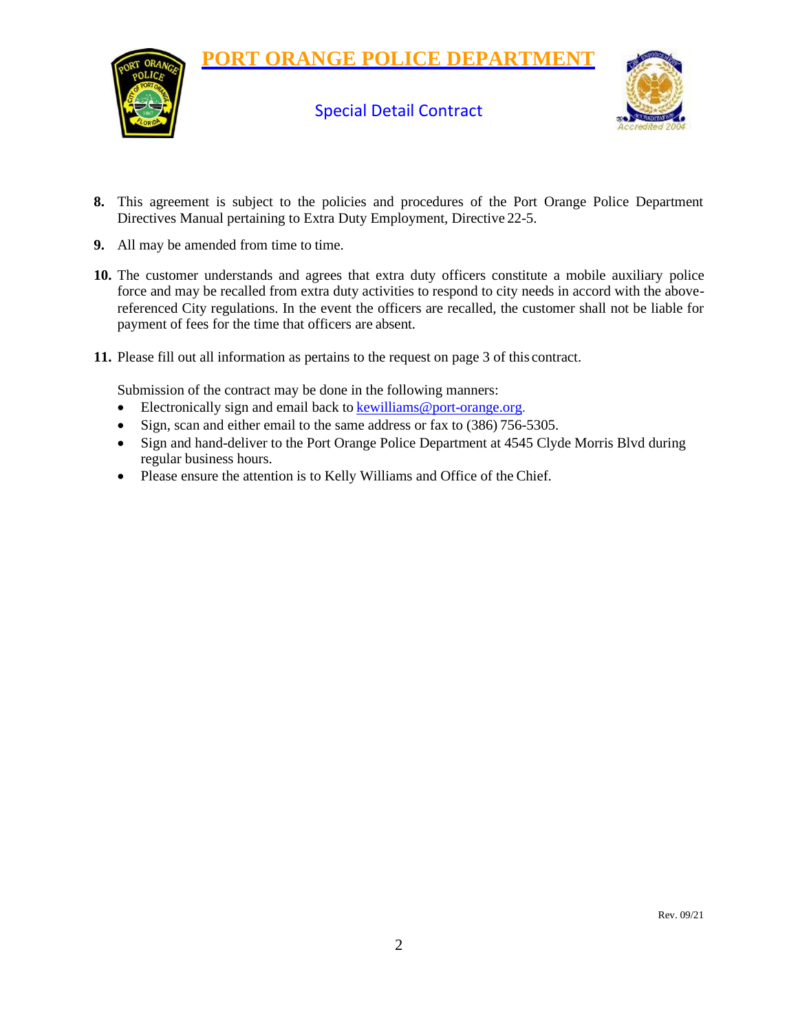# PORT ORANGE POLICE DEPARTMENT

## Special Detail Contract

8. This agreement is subject to the policies and procedures of the Port Orange Police Department Directives Manual pertaining to Extra Duty Employment, Directive 22-5.

9. All may be amended from time to time.

10. The customer understands and agrees that extra duty officers constitute a mobile auxiliary police force and may be recalled from extra duty activities to respond to city needs in accord with the above-referenced City regulations. In the event the officers are recalled, the customer shall not be liable for payment of fees for the time that officers are absent.

11. Please fill out all information as pertains to the request on page 3 of this contract.

    Submission of the contract may be done in the following manners:

    - Electronically sign and email back to kewilliams@port-orange.org.
    - Sign, scan and either email to the same address or fax to (386) 756-5305.
    - Sign and hand-deliver to the Port Orange Police Department at 4545 Clyde Morris Blvd during regular business hours.
    - Please ensure the attention is to Kelly Williams and Office of the Chief.

Rev. 09/21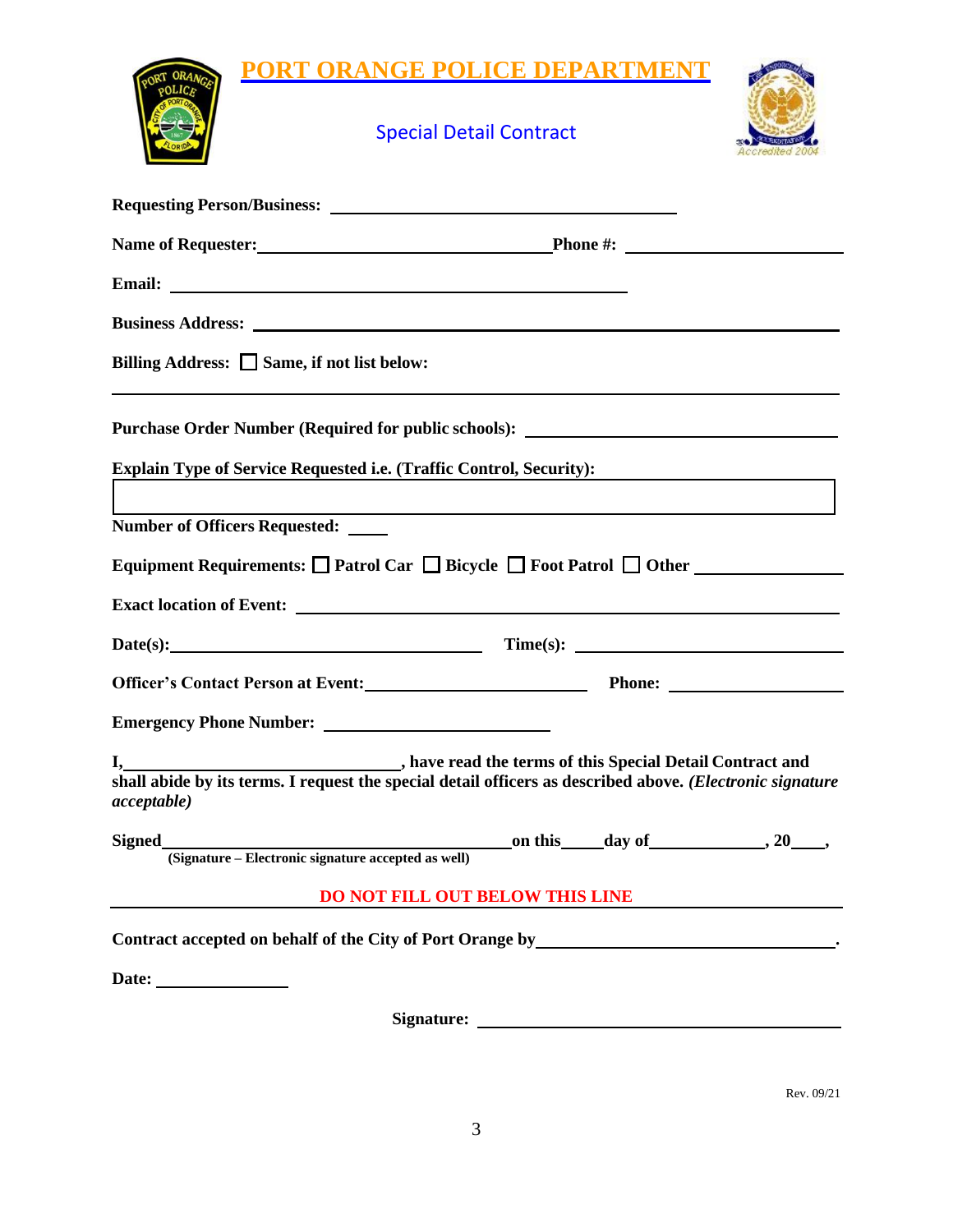# PORT ORANGE POLICE DEPARTMENT

## Special Detail Contract

**Requesting Person/Business:** ______________________________

**Name of Requester:** ______________________________ **Phone #:** ____________________

**Email:** ______________________________________________

**Business Address:** ______________________________________________________________

**Billing Address:** ☐ **Same, if not list below:**

______________________________________________________________________

**Purchase Order Number (Required for public schools):** ______________________________

**Explain Type of Service Requested i.e. (Traffic Control, Security):** ____________________

______________________________________________________________________

**Number of Officers Requested:** ____

**Equipment Requirements:** ☐ **Patrol Car** ☐ **Bicycle** ☐ **Foot Patrol** ☐ **Other** ______________

**Exact location of Event:** ______________________________________________________

**Date(s):** ______________________________ **Time(s):** ______________________________

**Officer's Contact Person at Event:** ______________________ **Phone:** __________________

**Emergency Phone Number:** ______________________

**I,** ____________________________**, have read the terms of this Special Detail Contract and shall abide by its terms. I request the special detail officers as described above.** ***(Electronic signature acceptable)***

**Signed** ________________________________________ **on this** _____ **day of** ____________**, 20**____**,**
**(Signature – Electronic signature accepted as well)**

**DO NOT FILL OUT BELOW THIS LINE**

---

**Contract accepted on behalf of the City of Port Orange by** ______________________________**.**

**Date:** ______________

**Signature:** ________________________________________

Rev. 09/21